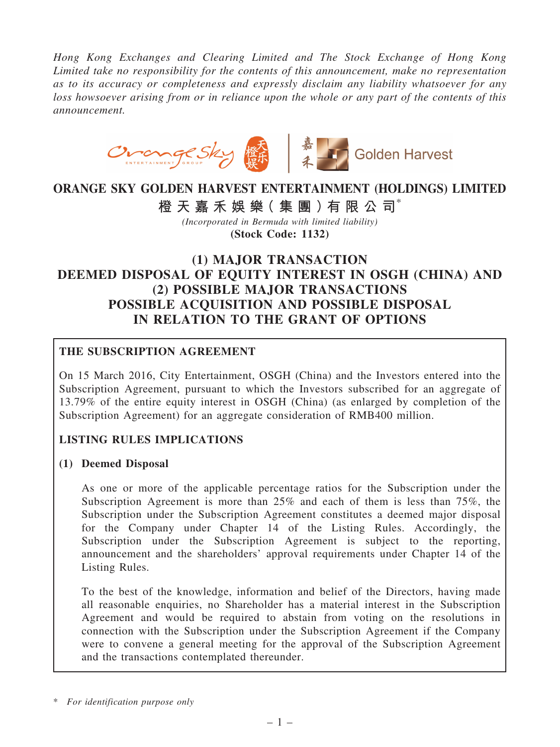*Hong Kong Exchanges and Clearing Limited and The Stock Exchange of Hong Kong Limited take no responsibility for the contents of this announcement, make no representation as to its accuracy or completeness and expressly disclaim any liability whatsoever for any loss howsoever arising from or in reliance upon the whole or any part of the contents of this announcement.*

# ORANGE SKY GOLDEN HARVEST ENTERTAINMENT (HOLDINGS) LIMITED

# 橙天嘉禾娛樂(集團)有限公司*

*(Incorporated in Bermuda with limited liability)*

**(Stock Code: 1132)**

# (1) MAJOR TRANSACTION DEEMED DISPOSAL OF EQUITY INTEREST IN OSGH (CHINA) AND (2) POSSIBLE MAJOR TRANSACTIONS POSSIBLE ACQUISITION AND POSSIBLE DISPOSAL IN RELATION TO THE GRANT OF OPTIONS

## THE SUBSCRIPTION AGREEMENT

On 15 March 2016, City Entertainment, OSGH (China) and the Investors entered into the Subscription Agreement, pursuant to which the Investors subscribed for an aggregate of 13.79% of the entire equity interest in OSGH (China) (as enlarged by completion of the Subscription Agreement) for an aggregate consideration of RMB400 million.

## LISTING RULES IMPLICATIONS

### (1) Deemed Disposal

As one or more of the applicable percentage ratios for the Subscription under the Subscription Agreement is more than 25% and each of them is less than 75%, the Subscription under the Subscription Agreement constitutes a deemed major disposal for the Company under Chapter 14 of the Listing Rules. Accordingly, the Subscription under the Subscription Agreement is subject to the reporting, announcement and the shareholders' approval requirements under Chapter 14 of the Listing Rules.

To the best of the knowledge, information and belief of the Directors, having made all reasonable enquiries, no Shareholder has a material interest in the Subscription Agreement and would be required to abstain from voting on the resolutions in connection with the Subscription under the Subscription Agreement if the Company were to convene a general meeting for the approval of the Subscription Agreement and the transactions contemplated thereunder.

\* *For identification purpose only*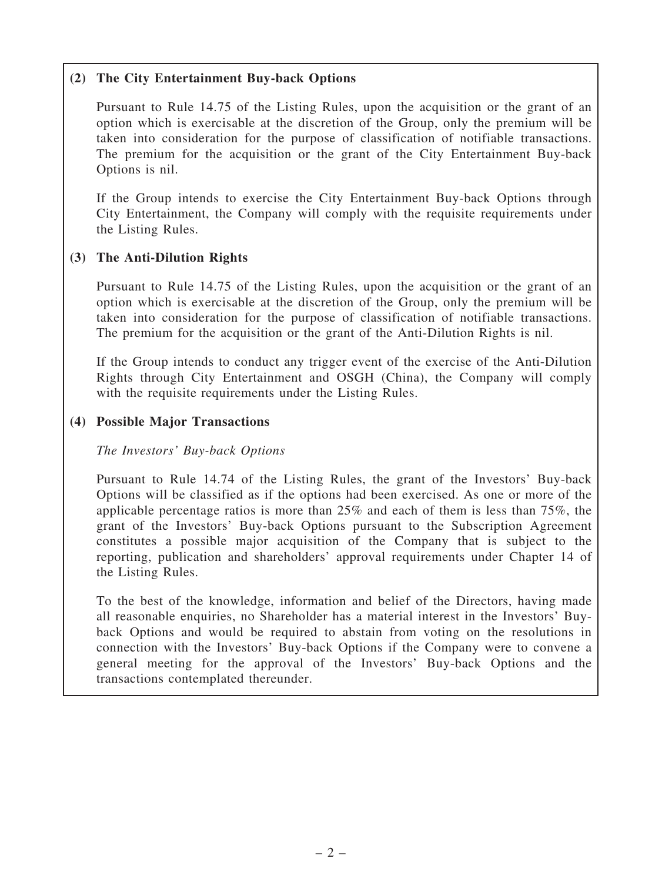**(2) The City Entertainment Buy-back Options**

Pursuant to Rule 14.75 of the Listing Rules, upon the acquisition or the grant of an option which is exercisable at the discretion of the Group, only the premium will be taken into consideration for the purpose of classification of notifiable transactions. The premium for the acquisition or the grant of the City Entertainment Buy-back Options is nil.

If the Group intends to exercise the City Entertainment Buy-back Options through City Entertainment, the Company will comply with the requisite requirements under the Listing Rules.

**(3) The Anti-Dilution Rights**

Pursuant to Rule 14.75 of the Listing Rules, upon the acquisition or the grant of an option which is exercisable at the discretion of the Group, only the premium will be taken into consideration for the purpose of classification of notifiable transactions. The premium for the acquisition or the grant of the Anti-Dilution Rights is nil.

If the Group intends to conduct any trigger event of the exercise of the Anti-Dilution Rights through City Entertainment and OSGH (China), the Company will comply with the requisite requirements under the Listing Rules.

**(4) Possible Major Transactions**

*The Investors' Buy-back Options*

Pursuant to Rule 14.74 of the Listing Rules, the grant of the Investors' Buy-back Options will be classified as if the options had been exercised. As one or more of the applicable percentage ratios is more than 25% and each of them is less than 75%, the grant of the Investors' Buy-back Options pursuant to the Subscription Agreement constitutes a possible major acquisition of the Company that is subject to the reporting, publication and shareholders' approval requirements under Chapter 14 of the Listing Rules.

To the best of the knowledge, information and belief of the Directors, having made all reasonable enquiries, no Shareholder has a material interest in the Investors' Buy-back Options and would be required to abstain from voting on the resolutions in connection with the Investors' Buy-back Options if the Company were to convene a general meeting for the approval of the Investors' Buy-back Options and the transactions contemplated thereunder.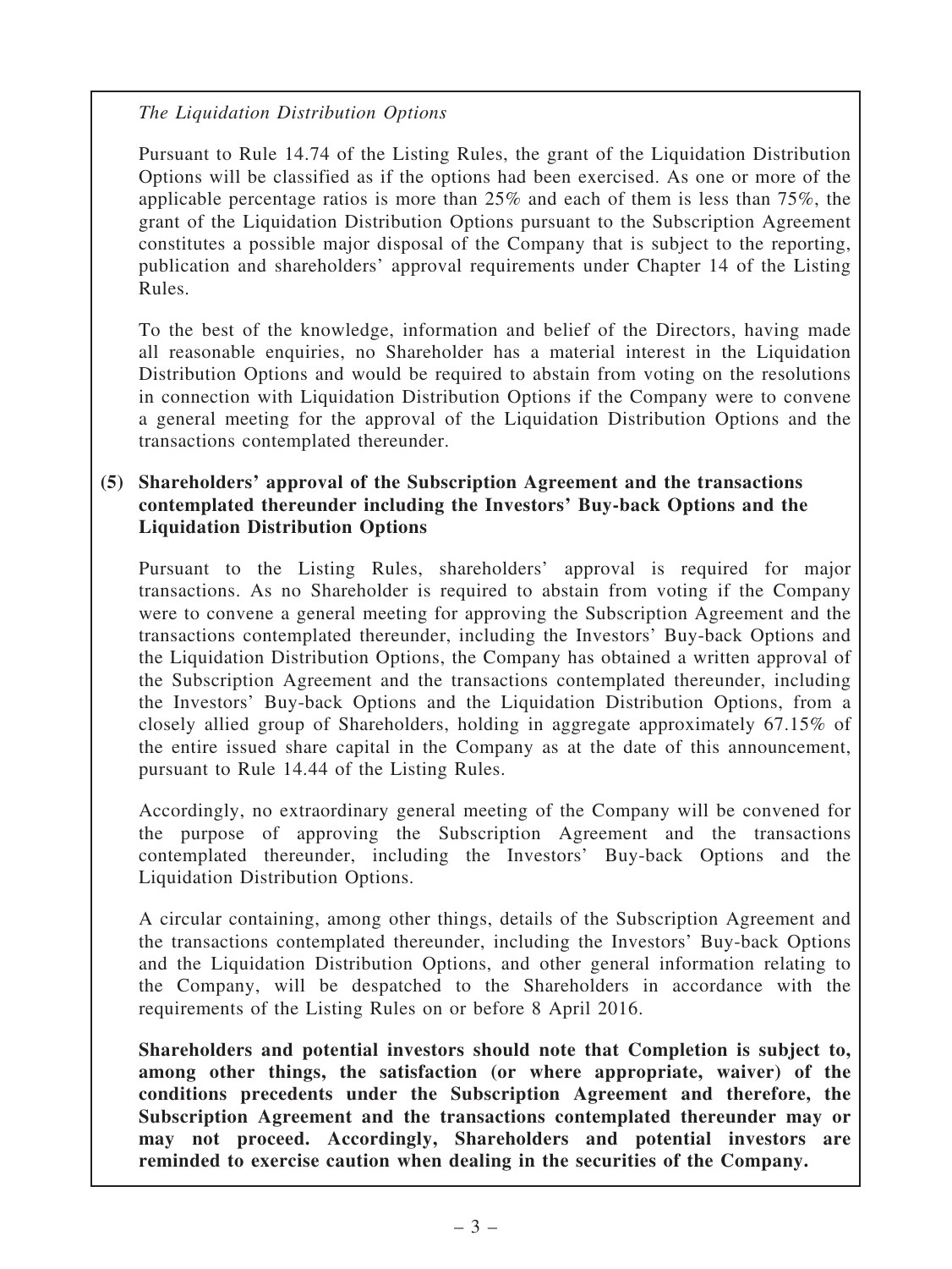*The Liquidation Distribution Options*

Pursuant to Rule 14.74 of the Listing Rules, the grant of the Liquidation Distribution Options will be classified as if the options had been exercised. As one or more of the applicable percentage ratios is more than 25% and each of them is less than 75%, the grant of the Liquidation Distribution Options pursuant to the Subscription Agreement constitutes a possible major disposal of the Company that is subject to the reporting, publication and shareholders' approval requirements under Chapter 14 of the Listing Rules.

To the best of the knowledge, information and belief of the Directors, having made all reasonable enquiries, no Shareholder has a material interest in the Liquidation Distribution Options and would be required to abstain from voting on the resolutions in connection with Liquidation Distribution Options if the Company were to convene a general meeting for the approval of the Liquidation Distribution Options and the transactions contemplated thereunder.

**(5) Shareholders' approval of the Subscription Agreement and the transactions contemplated thereunder including the Investors' Buy-back Options and the Liquidation Distribution Options**

Pursuant to the Listing Rules, shareholders' approval is required for major transactions. As no Shareholder is required to abstain from voting if the Company were to convene a general meeting for approving the Subscription Agreement and the transactions contemplated thereunder, including the Investors' Buy-back Options and the Liquidation Distribution Options, the Company has obtained a written approval of the Subscription Agreement and the transactions contemplated thereunder, including the Investors' Buy-back Options and the Liquidation Distribution Options, from a closely allied group of Shareholders, holding in aggregate approximately 67.15% of the entire issued share capital in the Company as at the date of this announcement, pursuant to Rule 14.44 of the Listing Rules.

Accordingly, no extraordinary general meeting of the Company will be convened for the purpose of approving the Subscription Agreement and the transactions contemplated thereunder, including the Investors' Buy-back Options and the Liquidation Distribution Options.

A circular containing, among other things, details of the Subscription Agreement and the transactions contemplated thereunder, including the Investors' Buy-back Options and the Liquidation Distribution Options, and other general information relating to the Company, will be despatched to the Shareholders in accordance with the requirements of the Listing Rules on or before 8 April 2016.

**Shareholders and potential investors should note that Completion is subject to, among other things, the satisfaction (or where appropriate, waiver) of the conditions precedents under the Subscription Agreement and therefore, the Subscription Agreement and the transactions contemplated thereunder may or may not proceed. Accordingly, Shareholders and potential investors are reminded to exercise caution when dealing in the securities of the Company.**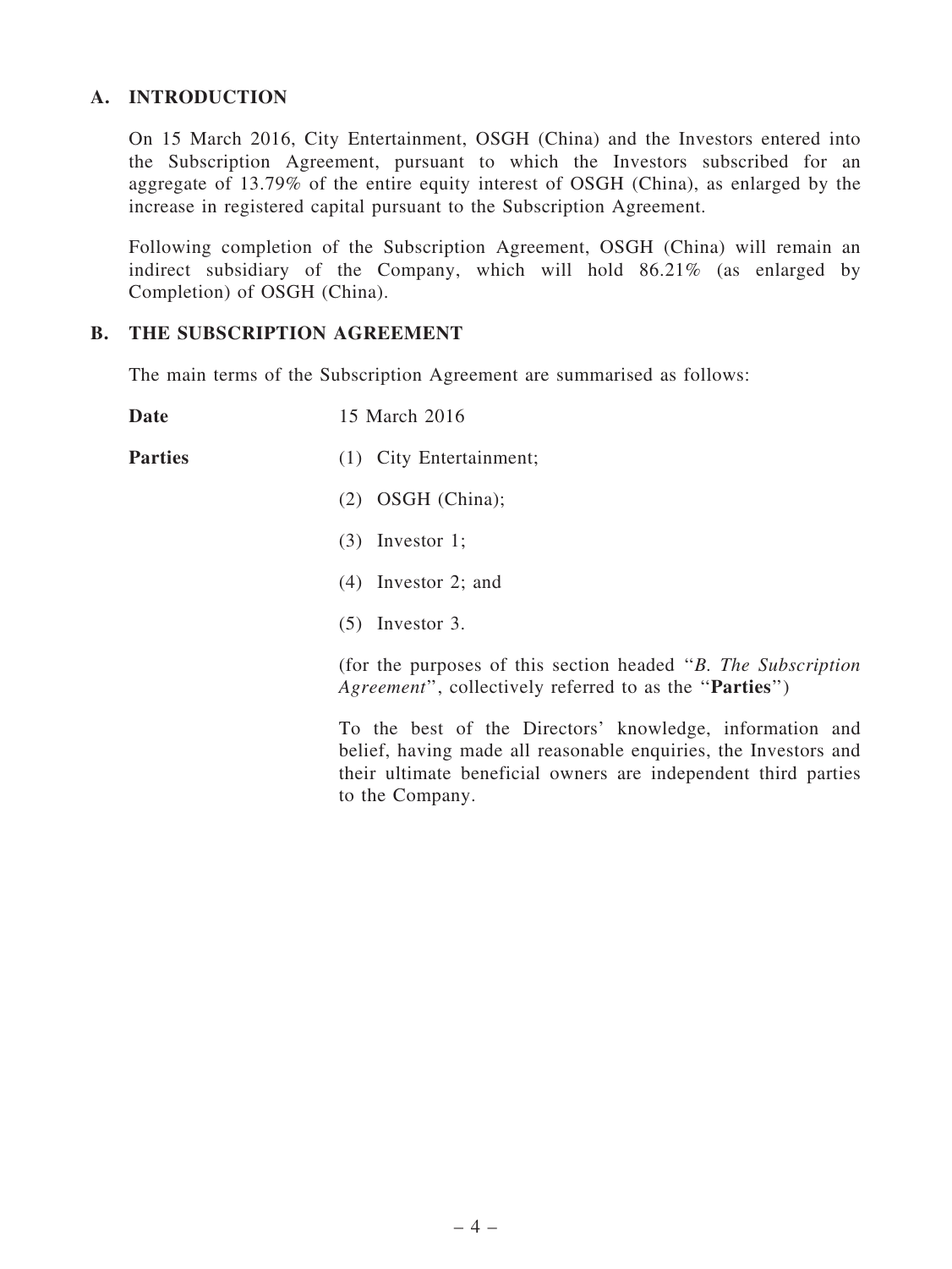## A. INTRODUCTION

On 15 March 2016, City Entertainment, OSGH (China) and the Investors entered into the Subscription Agreement, pursuant to which the Investors subscribed for an aggregate of 13.79% of the entire equity interest of OSGH (China), as enlarged by the increase in registered capital pursuant to the Subscription Agreement.

Following completion of the Subscription Agreement, OSGH (China) will remain an indirect subsidiary of the Company, which will hold 86.21% (as enlarged by Completion) of OSGH (China).

## B. THE SUBSCRIPTION AGREEMENT

The main terms of the Subscription Agreement are summarised as follows:

**Date** 15 March 2016

**Parties**

(1) City Entertainment;

(2) OSGH (China);

(3) Investor 1;

(4) Investor 2; and

(5) Investor 3.

(for the purposes of this section headed "*B. The Subscription Agreement*", collectively referred to as the "**Parties**")

To the best of the Directors' knowledge, information and belief, having made all reasonable enquiries, the Investors and their ultimate beneficial owners are independent third parties to the Company.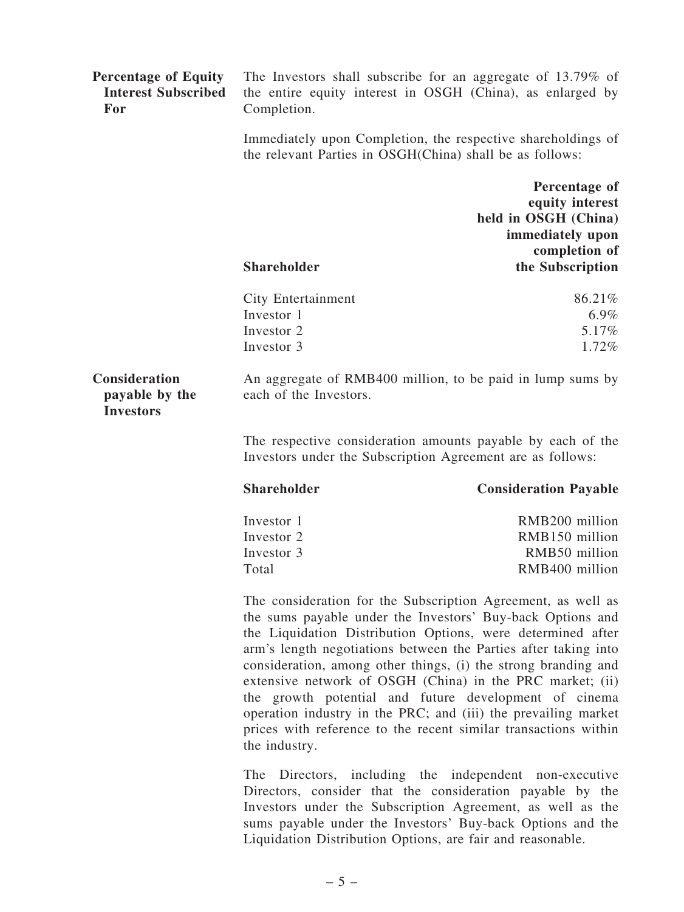**Percentage of Equity Interest Subscribed For**

The Investors shall subscribe for an aggregate of 13.79% of the entire equity interest in OSGH (China), as enlarged by Completion.

Immediately upon Completion, the respective shareholdings of the relevant Parties in OSGH(China) shall be as follows:

| Shareholder | Percentage of equity interest held in OSGH (China) immediately upon completion of the Subscription |
|---|---|
| City Entertainment | 86.21% |
| Investor 1 | 6.9% |
| Investor 2 | 5.17% |
| Investor 3 | 1.72% |

**Consideration payable by the Investors**

An aggregate of RMB400 million, to be paid in lump sums by each of the Investors.

The respective consideration amounts payable by each of the Investors under the Subscription Agreement are as follows:

| Shareholder | Consideration Payable |
|---|---|
| Investor 1 | RMB200 million |
| Investor 2 | RMB150 million |
| Investor 3 | RMB50 million |
| Total | RMB400 million |

The consideration for the Subscription Agreement, as well as the sums payable under the Investors' Buy-back Options and the Liquidation Distribution Options, were determined after arm's length negotiations between the Parties after taking into consideration, among other things, (i) the strong branding and extensive network of OSGH (China) in the PRC market; (ii) the growth potential and future development of cinema operation industry in the PRC; and (iii) the prevailing market prices with reference to the recent similar transactions within the industry.

The Directors, including the independent non-executive Directors, consider that the consideration payable by the Investors under the Subscription Agreement, as well as the sums payable under the Investors' Buy-back Options and the Liquidation Distribution Options, are fair and reasonable.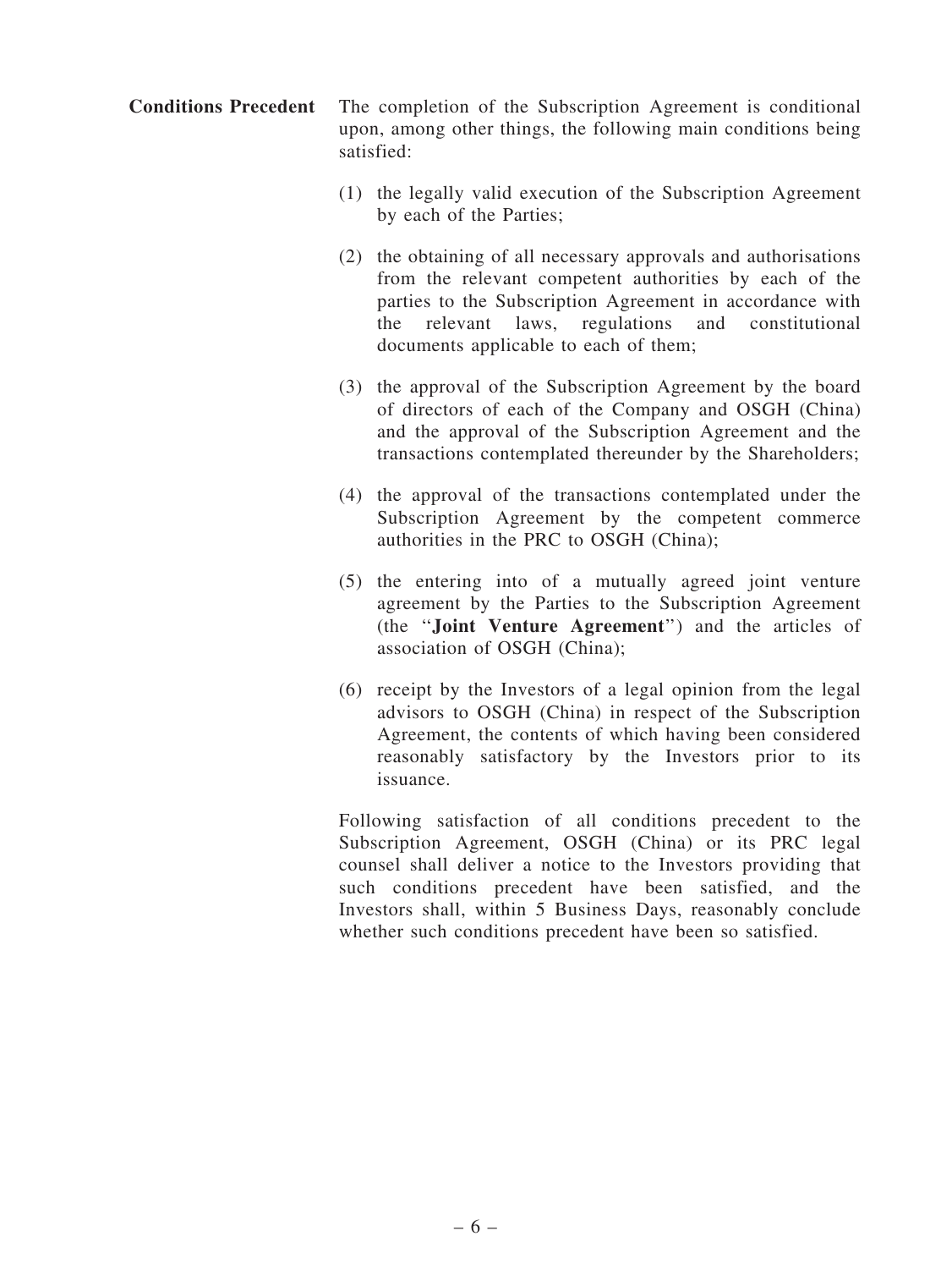**Conditions Precedent**

The completion of the Subscription Agreement is conditional upon, among other things, the following main conditions being satisfied:

(1) the legally valid execution of the Subscription Agreement by each of the Parties;

(2) the obtaining of all necessary approvals and authorisations from the relevant competent authorities by each of the parties to the Subscription Agreement in accordance with the relevant laws, regulations and constitutional documents applicable to each of them;

(3) the approval of the Subscription Agreement by the board of directors of each of the Company and OSGH (China) and the approval of the Subscription Agreement and the transactions contemplated thereunder by the Shareholders;

(4) the approval of the transactions contemplated under the Subscription Agreement by the competent commerce authorities in the PRC to OSGH (China);

(5) the entering into of a mutually agreed joint venture agreement by the Parties to the Subscription Agreement (the "**Joint Venture Agreement**") and the articles of association of OSGH (China);

(6) receipt by the Investors of a legal opinion from the legal advisors to OSGH (China) in respect of the Subscription Agreement, the contents of which having been considered reasonably satisfactory by the Investors prior to its issuance.

Following satisfaction of all conditions precedent to the Subscription Agreement, OSGH (China) or its PRC legal counsel shall deliver a notice to the Investors providing that such conditions precedent have been satisfied, and the Investors shall, within 5 Business Days, reasonably conclude whether such conditions precedent have been so satisfied.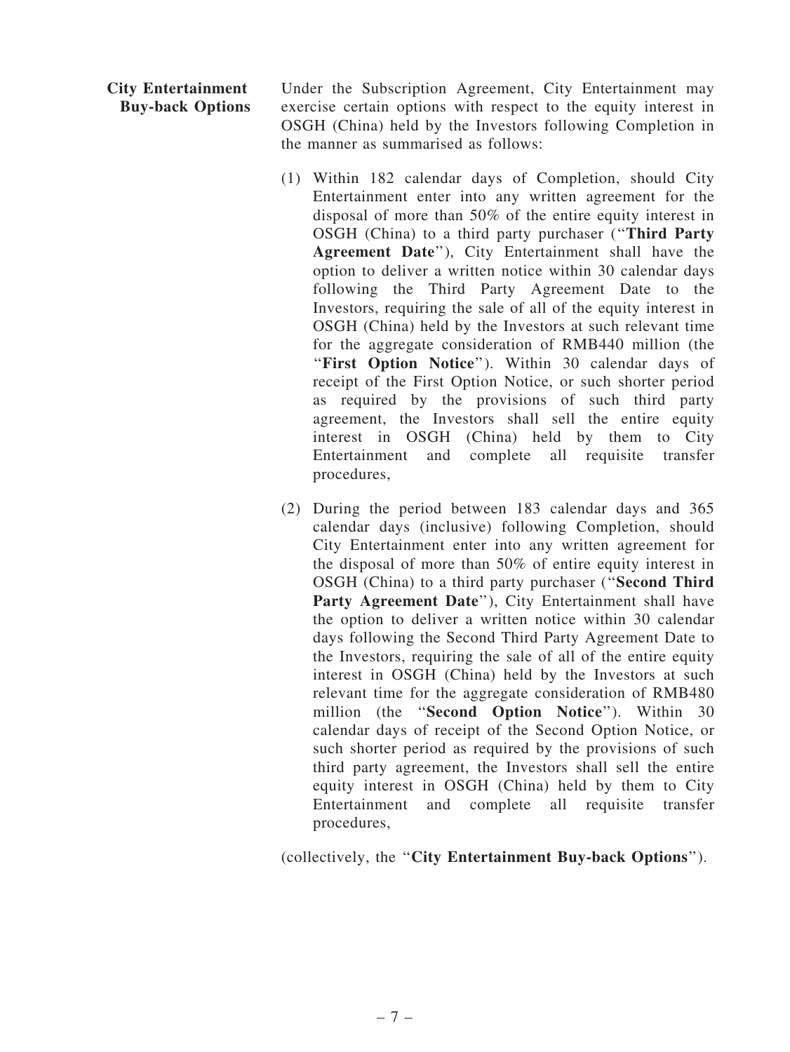**City Entertainment Buy-back Options**

Under the Subscription Agreement, City Entertainment may exercise certain options with respect to the equity interest in OSGH (China) held by the Investors following Completion in the manner as summarised as follows:

(1) Within 182 calendar days of Completion, should City Entertainment enter into any written agreement for the disposal of more than 50% of the entire equity interest in OSGH (China) to a third party purchaser ("**Third Party Agreement Date**"), City Entertainment shall have the option to deliver a written notice within 30 calendar days following the Third Party Agreement Date to the Investors, requiring the sale of all of the equity interest in OSGH (China) held by the Investors at such relevant time for the aggregate consideration of RMB440 million (the "**First Option Notice**"). Within 30 calendar days of receipt of the First Option Notice, or such shorter period as required by the provisions of such third party agreement, the Investors shall sell the entire equity interest in OSGH (China) held by them to City Entertainment and complete all requisite transfer procedures,

(2) During the period between 183 calendar days and 365 calendar days (inclusive) following Completion, should City Entertainment enter into any written agreement for the disposal of more than 50% of entire equity interest in OSGH (China) to a third party purchaser ("**Second Third Party Agreement Date**"), City Entertainment shall have the option to deliver a written notice within 30 calendar days following the Second Third Party Agreement Date to the Investors, requiring the sale of all of the entire equity interest in OSGH (China) held by the Investors at such relevant time for the aggregate consideration of RMB480 million (the "**Second Option Notice**"). Within 30 calendar days of receipt of the Second Option Notice, or such shorter period as required by the provisions of such third party agreement, the Investors shall sell the entire equity interest in OSGH (China) held by them to City Entertainment and complete all requisite transfer procedures,

(collectively, the "**City Entertainment Buy-back Options**").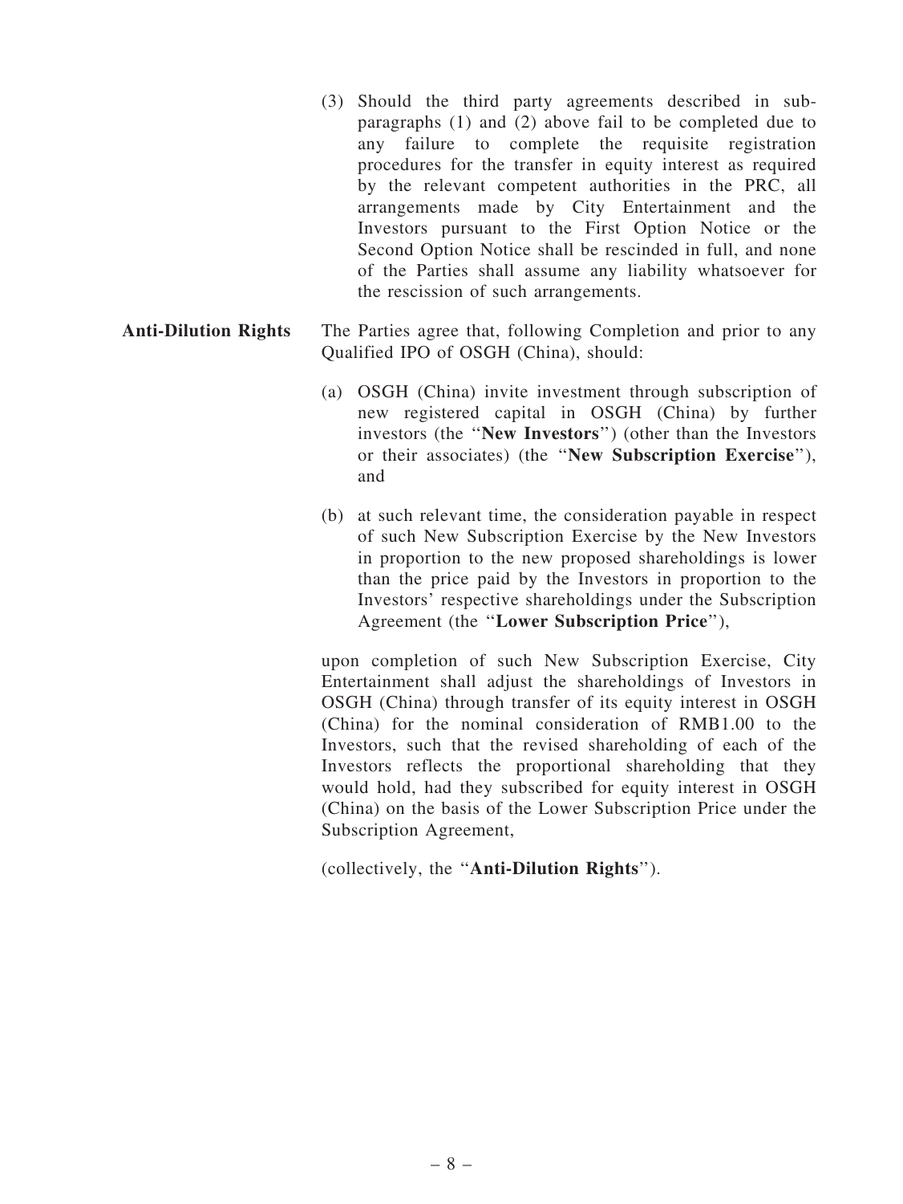(3) Should the third party agreements described in sub-paragraphs (1) and (2) above fail to be completed due to any failure to complete the requisite registration procedures for the transfer in equity interest as required by the relevant competent authorities in the PRC, all arrangements made by City Entertainment and the Investors pursuant to the First Option Notice or the Second Option Notice shall be rescinded in full, and none of the Parties shall assume any liability whatsoever for the rescission of such arrangements.

**Anti-Dilution Rights**

The Parties agree that, following Completion and prior to any Qualified IPO of OSGH (China), should:

(a) OSGH (China) invite investment through subscription of new registered capital in OSGH (China) by further investors (the "**New Investors**") (other than the Investors or their associates) (the "**New Subscription Exercise**"), and

(b) at such relevant time, the consideration payable in respect of such New Subscription Exercise by the New Investors in proportion to the new proposed shareholdings is lower than the price paid by the Investors in proportion to the Investors' respective shareholdings under the Subscription Agreement (the "**Lower Subscription Price**"),

upon completion of such New Subscription Exercise, City Entertainment shall adjust the shareholdings of Investors in OSGH (China) through transfer of its equity interest in OSGH (China) for the nominal consideration of RMB1.00 to the Investors, such that the revised shareholding of each of the Investors reflects the proportional shareholding that they would hold, had they subscribed for equity interest in OSGH (China) on the basis of the Lower Subscription Price under the Subscription Agreement,

(collectively, the "**Anti-Dilution Rights**").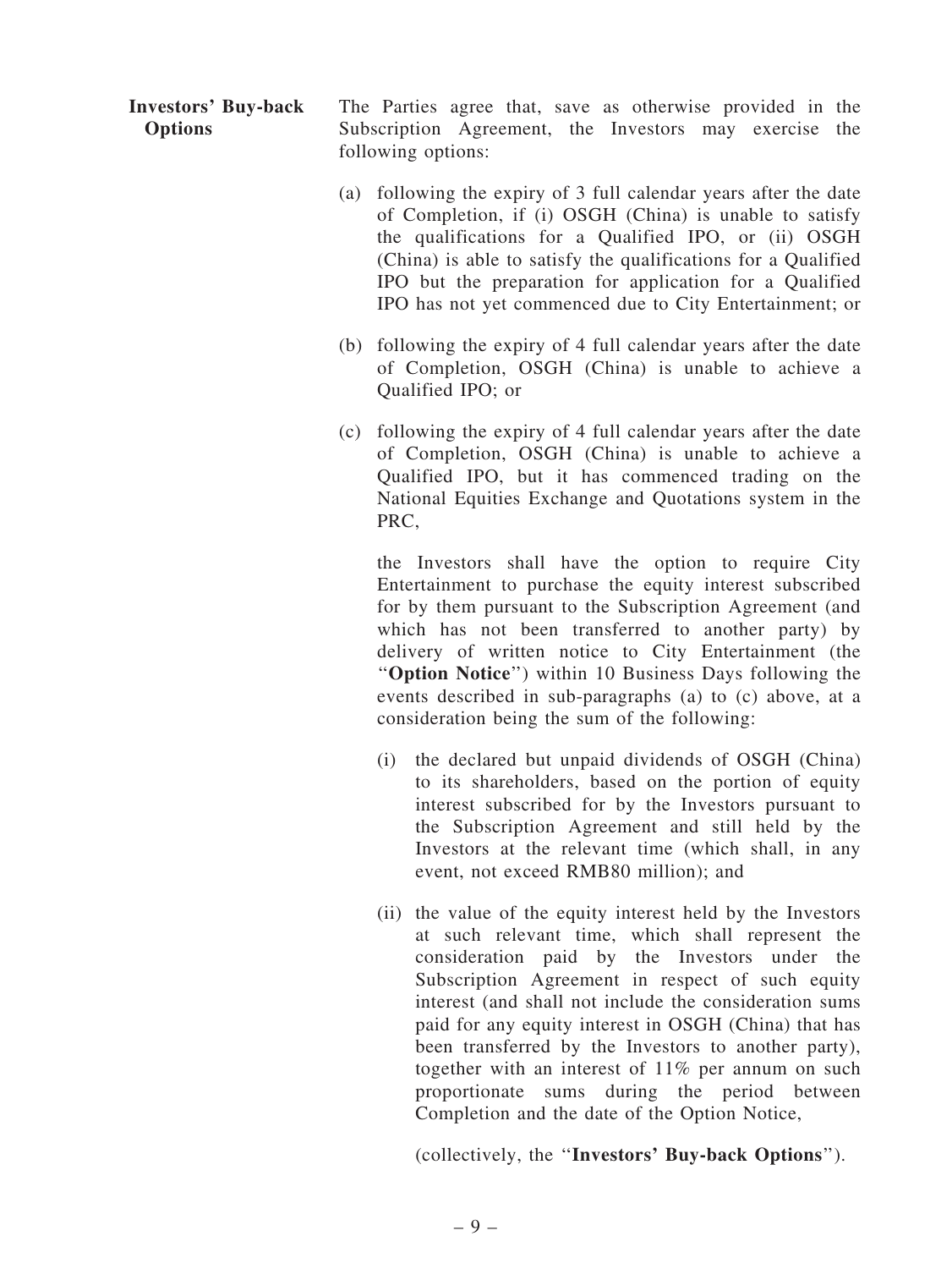**Investors' Buy-back Options**

The Parties agree that, save as otherwise provided in the Subscription Agreement, the Investors may exercise the following options:

(a) following the expiry of 3 full calendar years after the date of Completion, if (i) OSGH (China) is unable to satisfy the qualifications for a Qualified IPO, or (ii) OSGH (China) is able to satisfy the qualifications for a Qualified IPO but the preparation for application for a Qualified IPO has not yet commenced due to City Entertainment; or

(b) following the expiry of 4 full calendar years after the date of Completion, OSGH (China) is unable to achieve a Qualified IPO; or

(c) following the expiry of 4 full calendar years after the date of Completion, OSGH (China) is unable to achieve a Qualified IPO, but it has commenced trading on the National Equities Exchange and Quotations system in the PRC,

the Investors shall have the option to require City Entertainment to purchase the equity interest subscribed for by them pursuant to the Subscription Agreement (and which has not been transferred to another party) by delivery of written notice to City Entertainment (the "**Option Notice**") within 10 Business Days following the events described in sub-paragraphs (a) to (c) above, at a consideration being the sum of the following:

(i) the declared but unpaid dividends of OSGH (China) to its shareholders, based on the portion of equity interest subscribed for by the Investors pursuant to the Subscription Agreement and still held by the Investors at the relevant time (which shall, in any event, not exceed RMB80 million); and

(ii) the value of the equity interest held by the Investors at such relevant time, which shall represent the consideration paid by the Investors under the Subscription Agreement in respect of such equity interest (and shall not include the consideration sums paid for any equity interest in OSGH (China) that has been transferred by the Investors to another party), together with an interest of 11% per annum on such proportionate sums during the period between Completion and the date of the Option Notice,

(collectively, the "**Investors' Buy-back Options**").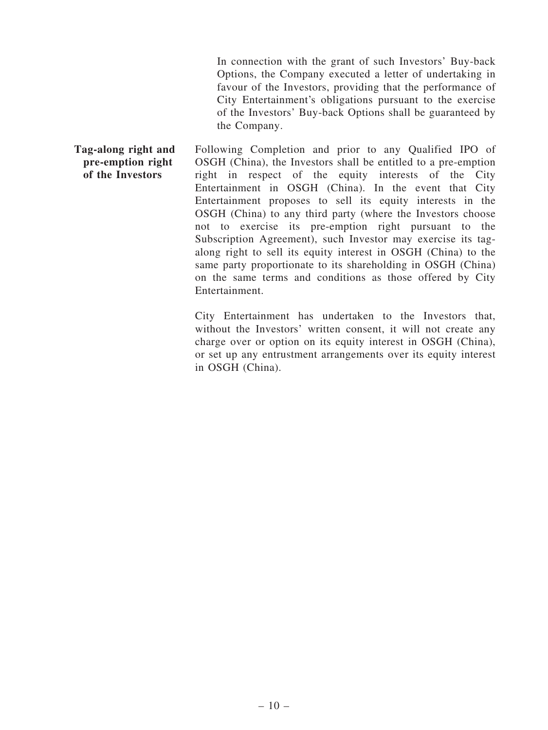In connection with the grant of such Investors' Buy-back Options, the Company executed a letter of undertaking in favour of the Investors, providing that the performance of City Entertainment's obligations pursuant to the exercise of the Investors' Buy-back Options shall be guaranteed by the Company.

**Tag-along right and pre-emption right of the Investors**

Following Completion and prior to any Qualified IPO of OSGH (China), the Investors shall be entitled to a pre-emption right in respect of the equity interests of the City Entertainment in OSGH (China). In the event that City Entertainment proposes to sell its equity interests in the OSGH (China) to any third party (where the Investors choose not to exercise its pre-emption right pursuant to the Subscription Agreement), such Investor may exercise its tag-along right to sell its equity interest in OSGH (China) to the same party proportionate to its shareholding in OSGH (China) on the same terms and conditions as those offered by City Entertainment.

City Entertainment has undertaken to the Investors that, without the Investors' written consent, it will not create any charge over or option on its equity interest in OSGH (China), or set up any entrustment arrangements over its equity interest in OSGH (China).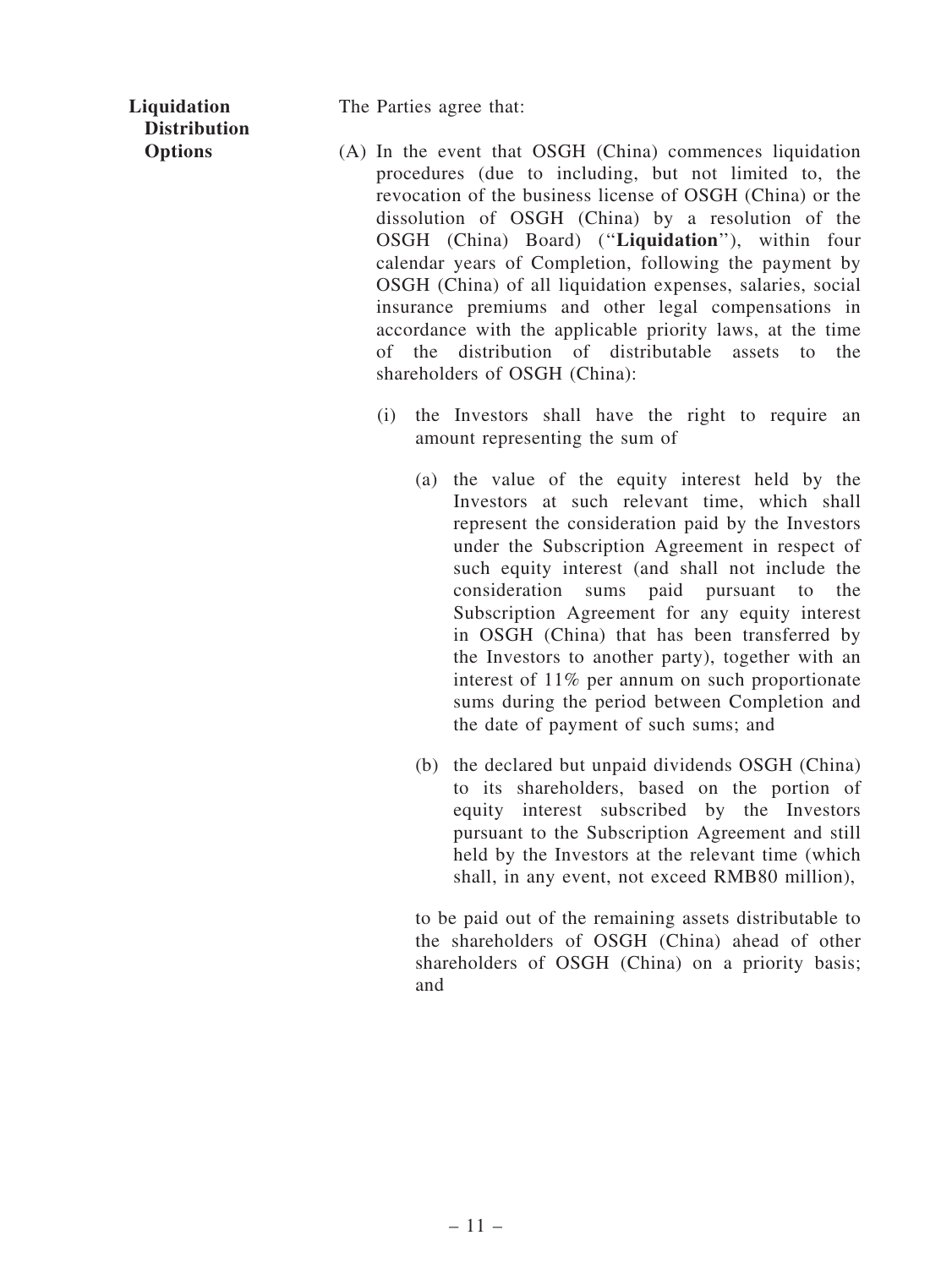**Liquidation Distribution Options**

The Parties agree that:

(A) In the event that OSGH (China) commences liquidation procedures (due to including, but not limited to, the revocation of the business license of OSGH (China) or the dissolution of OSGH (China) by a resolution of the OSGH (China) Board) ("**Liquidation**"), within four calendar years of Completion, following the payment by OSGH (China) of all liquidation expenses, salaries, social insurance premiums and other legal compensations in accordance with the applicable priority laws, at the time of the distribution of distributable assets to the shareholders of OSGH (China):

(i) the Investors shall have the right to require an amount representing the sum of

(a) the value of the equity interest held by the Investors at such relevant time, which shall represent the consideration paid by the Investors under the Subscription Agreement in respect of such equity interest (and shall not include the consideration sums paid pursuant to the Subscription Agreement for any equity interest in OSGH (China) that has been transferred by the Investors to another party), together with an interest of 11% per annum on such proportionate sums during the period between Completion and the date of payment of such sums; and

(b) the declared but unpaid dividends OSGH (China) to its shareholders, based on the portion of equity interest subscribed by the Investors pursuant to the Subscription Agreement and still held by the Investors at the relevant time (which shall, in any event, not exceed RMB80 million),

to be paid out of the remaining assets distributable to the shareholders of OSGH (China) ahead of other shareholders of OSGH (China) on a priority basis; and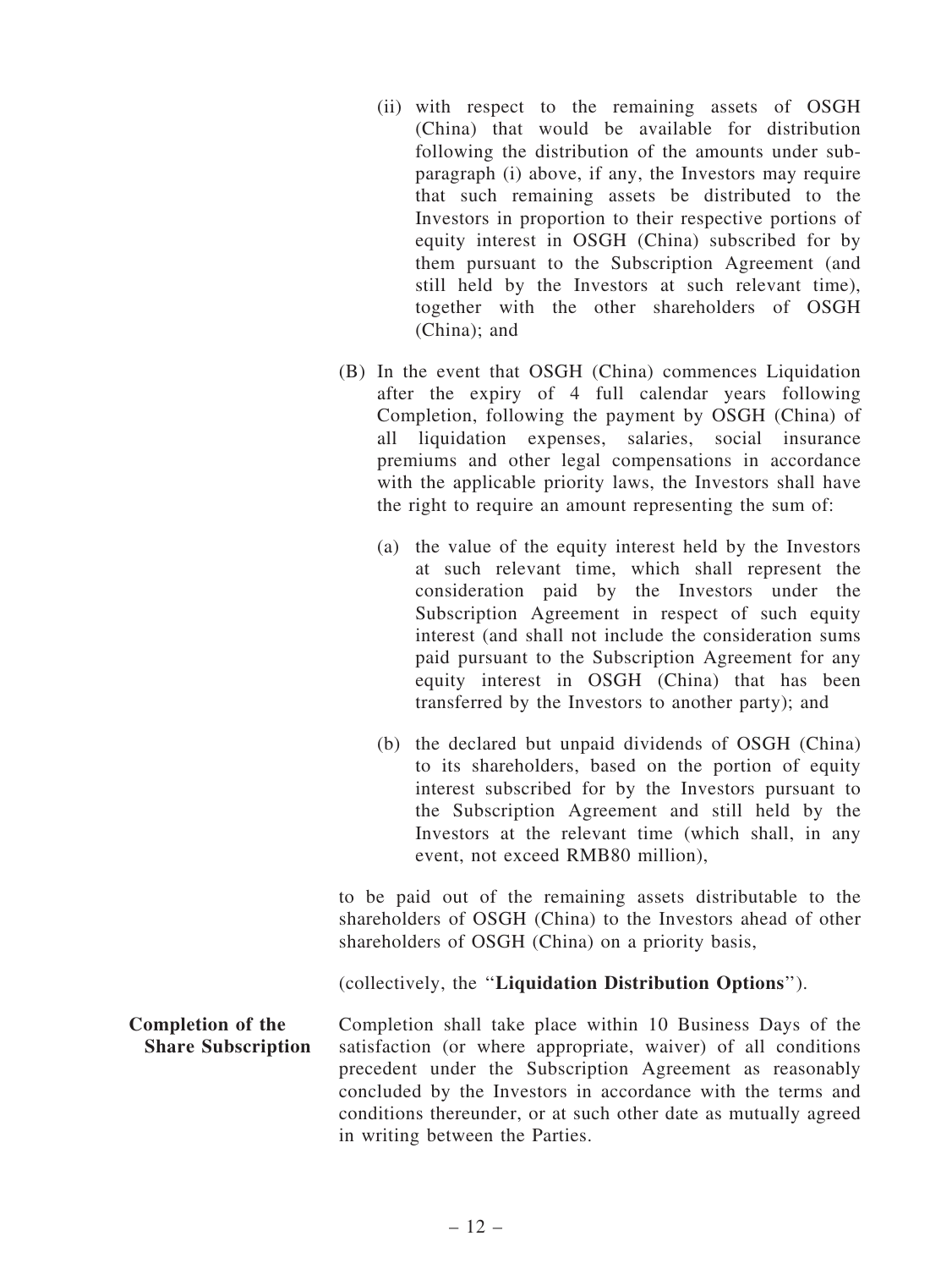(ii) with respect to the remaining assets of OSGH (China) that would be available for distribution following the distribution of the amounts under sub-paragraph (i) above, if any, the Investors may require that such remaining assets be distributed to the Investors in proportion to their respective portions of equity interest in OSGH (China) subscribed for by them pursuant to the Subscription Agreement (and still held by the Investors at such relevant time), together with the other shareholders of OSGH (China); and

(B) In the event that OSGH (China) commences Liquidation after the expiry of 4 full calendar years following Completion, following the payment by OSGH (China) of all liquidation expenses, salaries, social insurance premiums and other legal compensations in accordance with the applicable priority laws, the Investors shall have the right to require an amount representing the sum of:

(a) the value of the equity interest held by the Investors at such relevant time, which shall represent the consideration paid by the Investors under the Subscription Agreement in respect of such equity interest (and shall not include the consideration sums paid pursuant to the Subscription Agreement for any equity interest in OSGH (China) that has been transferred by the Investors to another party); and

(b) the declared but unpaid dividends of OSGH (China) to its shareholders, based on the portion of equity interest subscribed for by the Investors pursuant to the Subscription Agreement and still held by the Investors at the relevant time (which shall, in any event, not exceed RMB80 million),

to be paid out of the remaining assets distributable to the shareholders of OSGH (China) to the Investors ahead of other shareholders of OSGH (China) on a priority basis,

(collectively, the "**Liquidation Distribution Options**").

**Completion of the Share Subscription**

Completion shall take place within 10 Business Days of the satisfaction (or where appropriate, waiver) of all conditions precedent under the Subscription Agreement as reasonably concluded by the Investors in accordance with the terms and conditions thereunder, or at such other date as mutually agreed in writing between the Parties.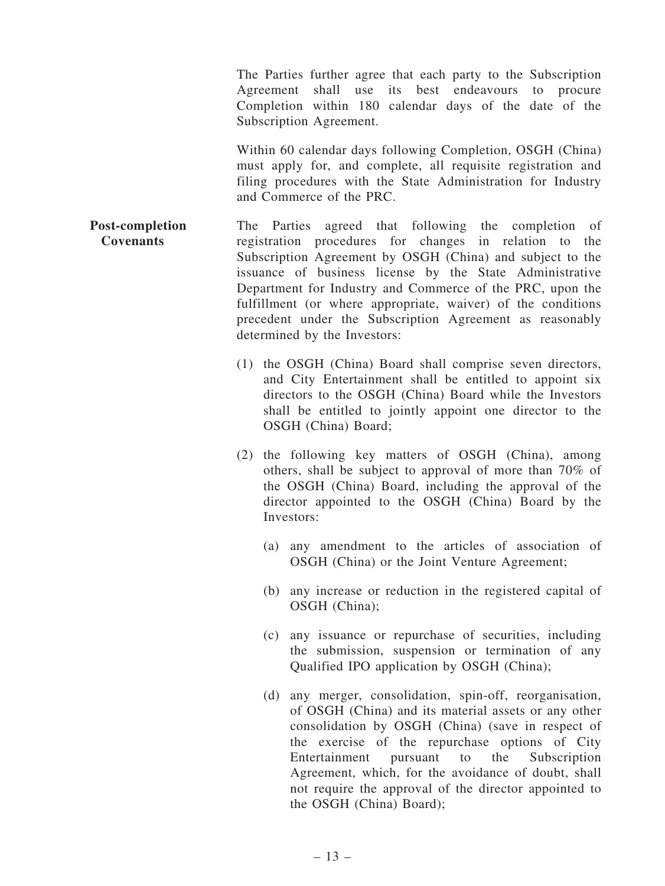The Parties further agree that each party to the Subscription Agreement shall use its best endeavours to procure Completion within 180 calendar days of the date of the Subscription Agreement.

Within 60 calendar days following Completion, OSGH (China) must apply for, and complete, all requisite registration and filing procedures with the State Administration for Industry and Commerce of the PRC.

**Post-completion Covenants**

The Parties agreed that following the completion of registration procedures for changes in relation to the Subscription Agreement by OSGH (China) and subject to the issuance of business license by the State Administrative Department for Industry and Commerce of the PRC, upon the fulfillment (or where appropriate, waiver) of the conditions precedent under the Subscription Agreement as reasonably determined by the Investors:

(1) the OSGH (China) Board shall comprise seven directors, and City Entertainment shall be entitled to appoint six directors to the OSGH (China) Board while the Investors shall be entitled to jointly appoint one director to the OSGH (China) Board;

(2) the following key matters of OSGH (China), among others, shall be subject to approval of more than 70% of the OSGH (China) Board, including the approval of the director appointed to the OSGH (China) Board by the Investors:

  (a) any amendment to the articles of association of OSGH (China) or the Joint Venture Agreement;

  (b) any increase or reduction in the registered capital of OSGH (China);

  (c) any issuance or repurchase of securities, including the submission, suspension or termination of any Qualified IPO application by OSGH (China);

  (d) any merger, consolidation, spin-off, reorganisation, of OSGH (China) and its material assets or any other consolidation by OSGH (China) (save in respect of the exercise of the repurchase options of City Entertainment pursuant to the Subscription Agreement, which, for the avoidance of doubt, shall not require the approval of the director appointed to the OSGH (China) Board);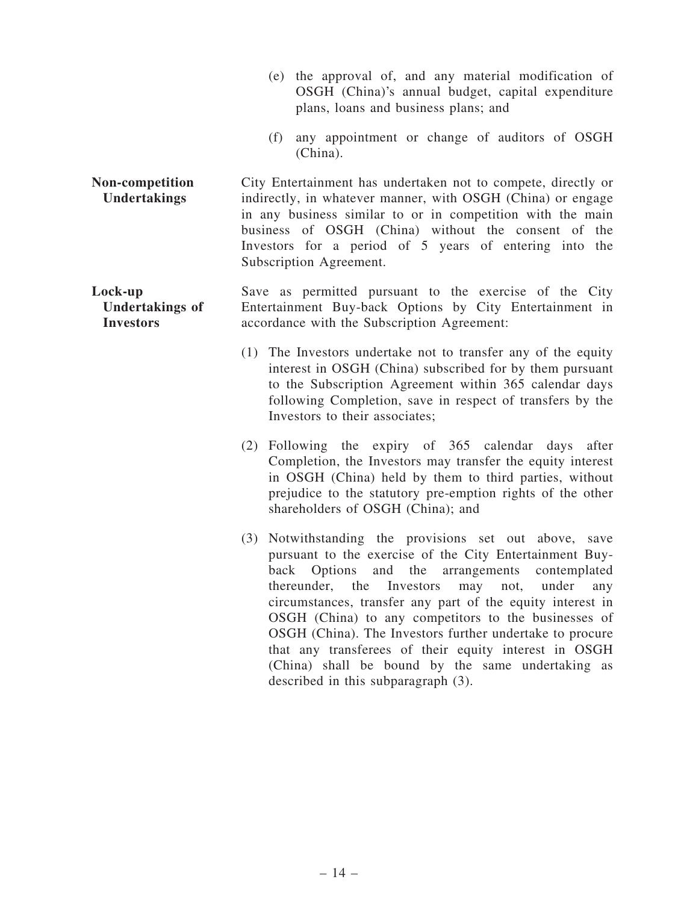(e) the approval of, and any material modification of OSGH (China)'s annual budget, capital expenditure plans, loans and business plans; and

(f) any appointment or change of auditors of OSGH (China).

**Non-competition Undertakings**

City Entertainment has undertaken not to compete, directly or indirectly, in whatever manner, with OSGH (China) or engage in any business similar to or in competition with the main business of OSGH (China) without the consent of the Investors for a period of 5 years of entering into the Subscription Agreement.

**Lock-up Undertakings of Investors**

Save as permitted pursuant to the exercise of the City Entertainment Buy-back Options by City Entertainment in accordance with the Subscription Agreement:

(1) The Investors undertake not to transfer any of the equity interest in OSGH (China) subscribed for by them pursuant to the Subscription Agreement within 365 calendar days following Completion, save in respect of transfers by the Investors to their associates;

(2) Following the expiry of 365 calendar days after Completion, the Investors may transfer the equity interest in OSGH (China) held by them to third parties, without prejudice to the statutory pre-emption rights of the other shareholders of OSGH (China); and

(3) Notwithstanding the provisions set out above, save pursuant to the exercise of the City Entertainment Buy-back Options and the arrangements contemplated thereunder, the Investors may not, under any circumstances, transfer any part of the equity interest in OSGH (China) to any competitors to the businesses of OSGH (China). The Investors further undertake to procure that any transferees of their equity interest in OSGH (China) shall be bound by the same undertaking as described in this subparagraph (3).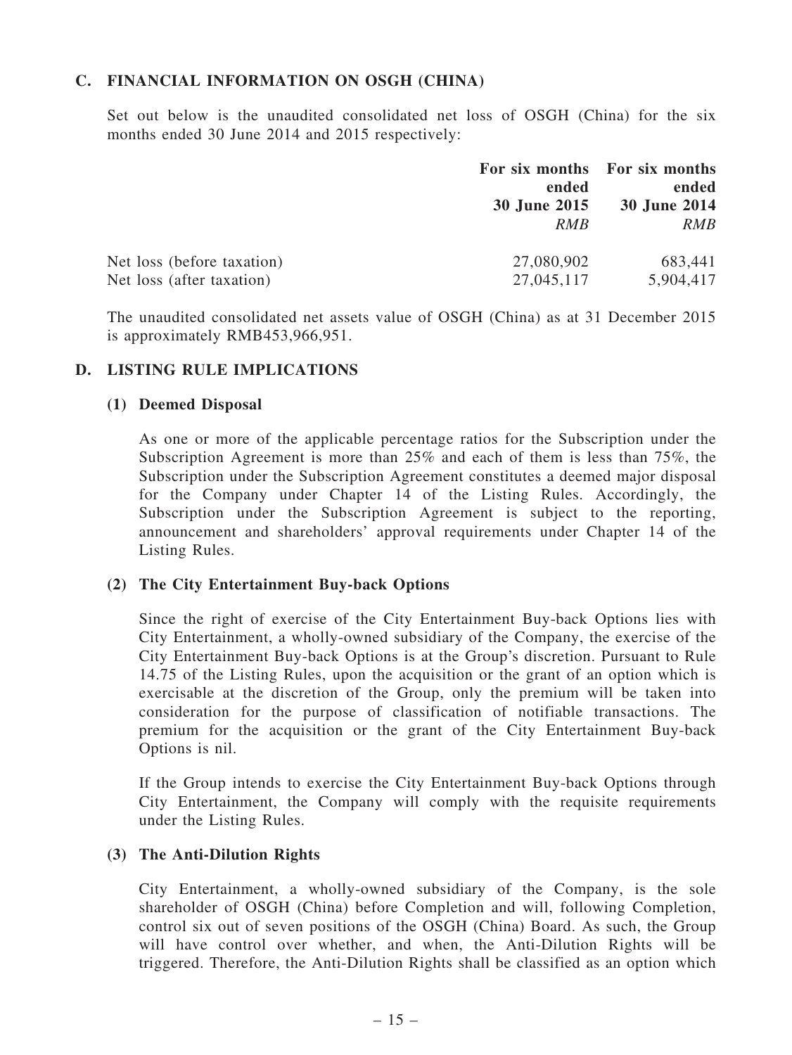## C. FINANCIAL INFORMATION ON OSGH (CHINA)

Set out below is the unaudited consolidated net loss of OSGH (China) for the six months ended 30 June 2014 and 2015 respectively:

| | For six months ended 30 June 2015 | For six months ended 30 June 2014 |
|---|---|---|
| | *RMB* | *RMB* |
| Net loss (before taxation) | 27,080,902 | 683,441 |
| Net loss (after taxation) | 27,045,117 | 5,904,417 |

The unaudited consolidated net assets value of OSGH (China) as at 31 December 2015 is approximately RMB453,966,951.

## D. LISTING RULE IMPLICATIONS

### (1) Deemed Disposal

As one or more of the applicable percentage ratios for the Subscription under the Subscription Agreement is more than 25% and each of them is less than 75%, the Subscription under the Subscription Agreement constitutes a deemed major disposal for the Company under Chapter 14 of the Listing Rules. Accordingly, the Subscription under the Subscription Agreement is subject to the reporting, announcement and shareholders' approval requirements under Chapter 14 of the Listing Rules.

### (2) The City Entertainment Buy-back Options

Since the right of exercise of the City Entertainment Buy-back Options lies with City Entertainment, a wholly-owned subsidiary of the Company, the exercise of the City Entertainment Buy-back Options is at the Group's discretion. Pursuant to Rule 14.75 of the Listing Rules, upon the acquisition or the grant of an option which is exercisable at the discretion of the Group, only the premium will be taken into consideration for the purpose of classification of notifiable transactions. The premium for the acquisition or the grant of the City Entertainment Buy-back Options is nil.

If the Group intends to exercise the City Entertainment Buy-back Options through City Entertainment, the Company will comply with the requisite requirements under the Listing Rules.

### (3) The Anti-Dilution Rights

City Entertainment, a wholly-owned subsidiary of the Company, is the sole shareholder of OSGH (China) before Completion and will, following Completion, control six out of seven positions of the OSGH (China) Board. As such, the Group will have control over whether, and when, the Anti-Dilution Rights will be triggered. Therefore, the Anti-Dilution Rights shall be classified as an option which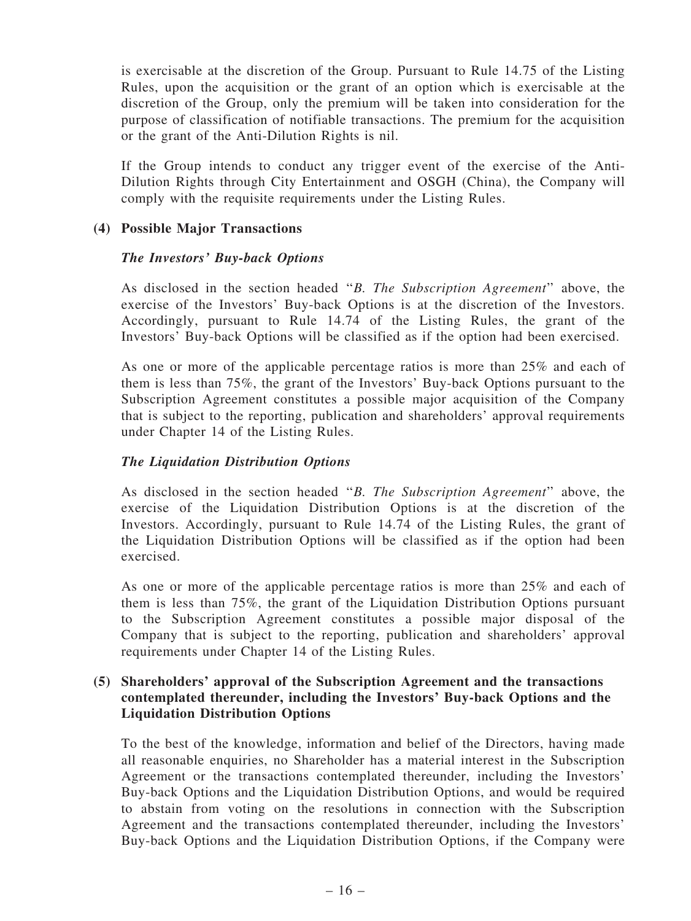is exercisable at the discretion of the Group. Pursuant to Rule 14.75 of the Listing Rules, upon the acquisition or the grant of an option which is exercisable at the discretion of the Group, only the premium will be taken into consideration for the purpose of classification of notifiable transactions. The premium for the acquisition or the grant of the Anti-Dilution Rights is nil.

If the Group intends to conduct any trigger event of the exercise of the Anti-Dilution Rights through City Entertainment and OSGH (China), the Company will comply with the requisite requirements under the Listing Rules.

**(4) Possible Major Transactions**

***The Investors' Buy-back Options***

As disclosed in the section headed "*B. The Subscription Agreement*" above, the exercise of the Investors' Buy-back Options is at the discretion of the Investors. Accordingly, pursuant to Rule 14.74 of the Listing Rules, the grant of the Investors' Buy-back Options will be classified as if the option had been exercised.

As one or more of the applicable percentage ratios is more than 25% and each of them is less than 75%, the grant of the Investors' Buy-back Options pursuant to the Subscription Agreement constitutes a possible major acquisition of the Company that is subject to the reporting, publication and shareholders' approval requirements under Chapter 14 of the Listing Rules.

***The Liquidation Distribution Options***

As disclosed in the section headed "*B. The Subscription Agreement*" above, the exercise of the Liquidation Distribution Options is at the discretion of the Investors. Accordingly, pursuant to Rule 14.74 of the Listing Rules, the grant of the Liquidation Distribution Options will be classified as if the option had been exercised.

As one or more of the applicable percentage ratios is more than 25% and each of them is less than 75%, the grant of the Liquidation Distribution Options pursuant to the Subscription Agreement constitutes a possible major disposal of the Company that is subject to the reporting, publication and shareholders' approval requirements under Chapter 14 of the Listing Rules.

**(5) Shareholders' approval of the Subscription Agreement and the transactions contemplated thereunder, including the Investors' Buy-back Options and the Liquidation Distribution Options**

To the best of the knowledge, information and belief of the Directors, having made all reasonable enquiries, no Shareholder has a material interest in the Subscription Agreement or the transactions contemplated thereunder, including the Investors' Buy-back Options and the Liquidation Distribution Options, and would be required to abstain from voting on the resolutions in connection with the Subscription Agreement and the transactions contemplated thereunder, including the Investors' Buy-back Options and the Liquidation Distribution Options, if the Company were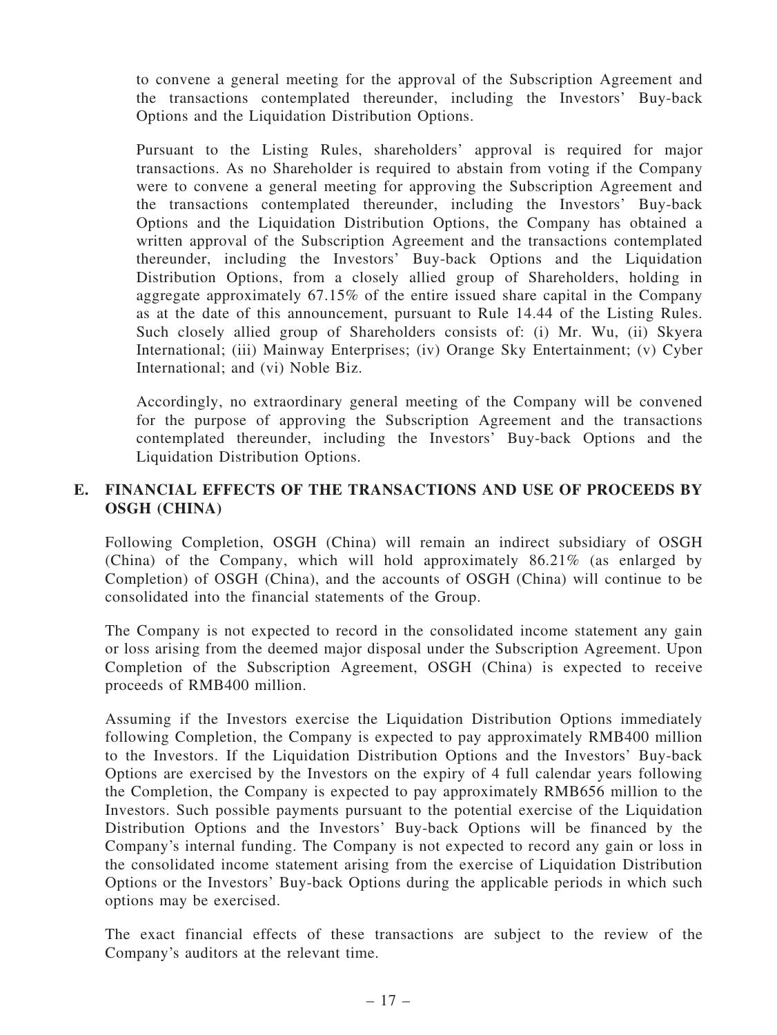to convene a general meeting for the approval of the Subscription Agreement and the transactions contemplated thereunder, including the Investors' Buy-back Options and the Liquidation Distribution Options.

Pursuant to the Listing Rules, shareholders' approval is required for major transactions. As no Shareholder is required to abstain from voting if the Company were to convene a general meeting for approving the Subscription Agreement and the transactions contemplated thereunder, including the Investors' Buy-back Options and the Liquidation Distribution Options, the Company has obtained a written approval of the Subscription Agreement and the transactions contemplated thereunder, including the Investors' Buy-back Options and the Liquidation Distribution Options, from a closely allied group of Shareholders, holding in aggregate approximately 67.15% of the entire issued share capital in the Company as at the date of this announcement, pursuant to Rule 14.44 of the Listing Rules. Such closely allied group of Shareholders consists of: (i) Mr. Wu, (ii) Skyera International; (iii) Mainway Enterprises; (iv) Orange Sky Entertainment; (v) Cyber International; and (vi) Noble Biz.

Accordingly, no extraordinary general meeting of the Company will be convened for the purpose of approving the Subscription Agreement and the transactions contemplated thereunder, including the Investors' Buy-back Options and the Liquidation Distribution Options.

## E. FINANCIAL EFFECTS OF THE TRANSACTIONS AND USE OF PROCEEDS BY OSGH (CHINA)

Following Completion, OSGH (China) will remain an indirect subsidiary of OSGH (China) of the Company, which will hold approximately 86.21% (as enlarged by Completion) of OSGH (China), and the accounts of OSGH (China) will continue to be consolidated into the financial statements of the Group.

The Company is not expected to record in the consolidated income statement any gain or loss arising from the deemed major disposal under the Subscription Agreement. Upon Completion of the Subscription Agreement, OSGH (China) is expected to receive proceeds of RMB400 million.

Assuming if the Investors exercise the Liquidation Distribution Options immediately following Completion, the Company is expected to pay approximately RMB400 million to the Investors. If the Liquidation Distribution Options and the Investors' Buy-back Options are exercised by the Investors on the expiry of 4 full calendar years following the Completion, the Company is expected to pay approximately RMB656 million to the Investors. Such possible payments pursuant to the potential exercise of the Liquidation Distribution Options and the Investors' Buy-back Options will be financed by the Company's internal funding. The Company is not expected to record any gain or loss in the consolidated income statement arising from the exercise of Liquidation Distribution Options or the Investors' Buy-back Options during the applicable periods in which such options may be exercised.

The exact financial effects of these transactions are subject to the review of the Company's auditors at the relevant time.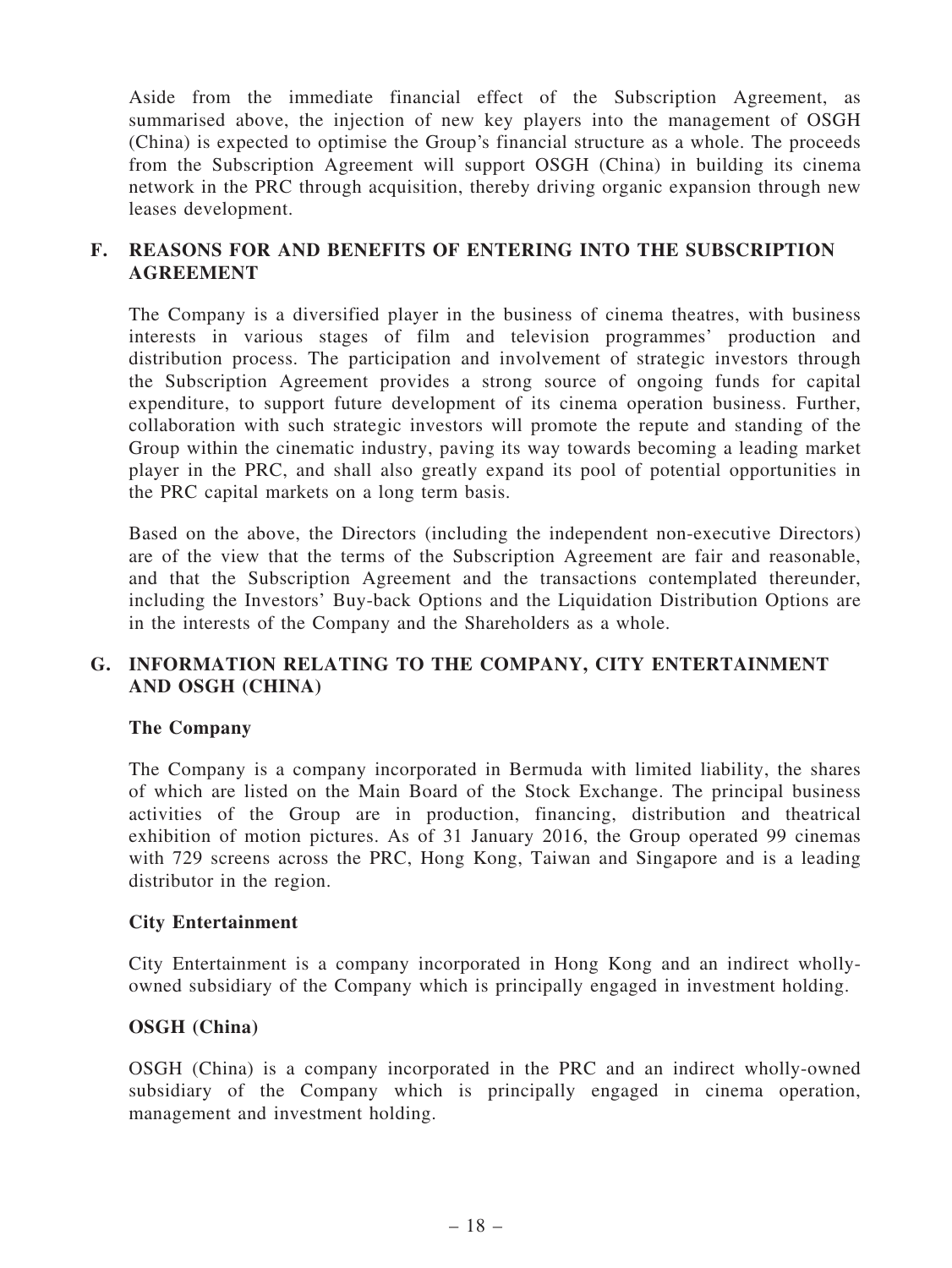Aside from the immediate financial effect of the Subscription Agreement, as summarised above, the injection of new key players into the management of OSGH (China) is expected to optimise the Group's financial structure as a whole. The proceeds from the Subscription Agreement will support OSGH (China) in building its cinema network in the PRC through acquisition, thereby driving organic expansion through new leases development.

## F. REASONS FOR AND BENEFITS OF ENTERING INTO THE SUBSCRIPTION AGREEMENT

The Company is a diversified player in the business of cinema theatres, with business interests in various stages of film and television programmes' production and distribution process. The participation and involvement of strategic investors through the Subscription Agreement provides a strong source of ongoing funds for capital expenditure, to support future development of its cinema operation business. Further, collaboration with such strategic investors will promote the repute and standing of the Group within the cinematic industry, paving its way towards becoming a leading market player in the PRC, and shall also greatly expand its pool of potential opportunities in the PRC capital markets on a long term basis.

Based on the above, the Directors (including the independent non-executive Directors) are of the view that the terms of the Subscription Agreement are fair and reasonable, and that the Subscription Agreement and the transactions contemplated thereunder, including the Investors' Buy-back Options and the Liquidation Distribution Options are in the interests of the Company and the Shareholders as a whole.

## G. INFORMATION RELATING TO THE COMPANY, CITY ENTERTAINMENT AND OSGH (CHINA)

### The Company

The Company is a company incorporated in Bermuda with limited liability, the shares of which are listed on the Main Board of the Stock Exchange. The principal business activities of the Group are in production, financing, distribution and theatrical exhibition of motion pictures. As of 31 January 2016, the Group operated 99 cinemas with 729 screens across the PRC, Hong Kong, Taiwan and Singapore and is a leading distributor in the region.

### City Entertainment

City Entertainment is a company incorporated in Hong Kong and an indirect wholly-owned subsidiary of the Company which is principally engaged in investment holding.

### OSGH (China)

OSGH (China) is a company incorporated in the PRC and an indirect wholly-owned subsidiary of the Company which is principally engaged in cinema operation, management and investment holding.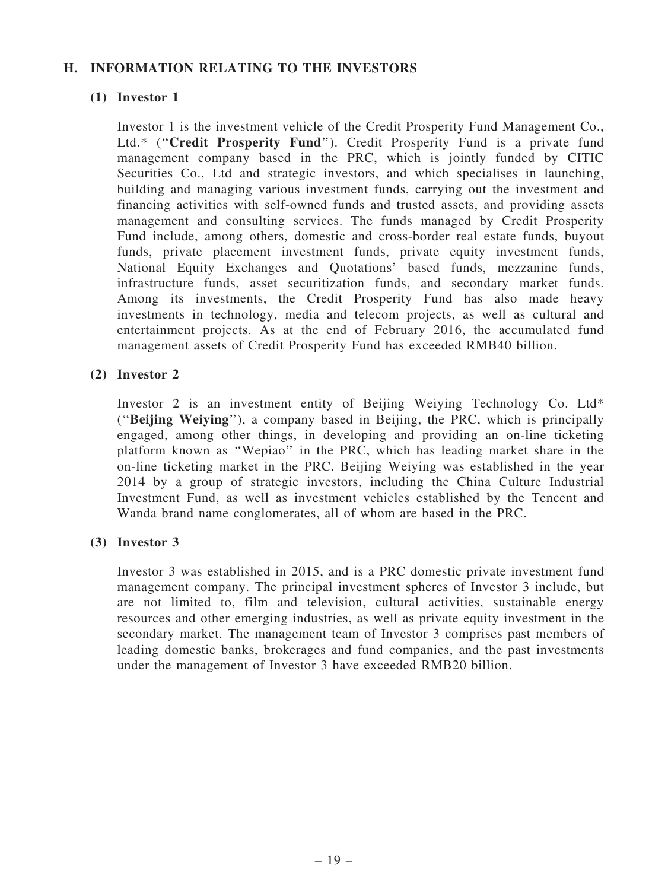## H. INFORMATION RELATING TO THE INVESTORS

### (1) Investor 1

Investor 1 is the investment vehicle of the Credit Prosperity Fund Management Co., Ltd.* (''**Credit Prosperity Fund**''). Credit Prosperity Fund is a private fund management company based in the PRC, which is jointly funded by CITIC Securities Co., Ltd and strategic investors, and which specialises in launching, building and managing various investment funds, carrying out the investment and financing activities with self-owned funds and trusted assets, and providing assets management and consulting services. The funds managed by Credit Prosperity Fund include, among others, domestic and cross-border real estate funds, buyout funds, private placement investment funds, private equity investment funds, National Equity Exchanges and Quotations' based funds, mezzanine funds, infrastructure funds, asset securitization funds, and secondary market funds. Among its investments, the Credit Prosperity Fund has also made heavy investments in technology, media and telecom projects, as well as cultural and entertainment projects. As at the end of February 2016, the accumulated fund management assets of Credit Prosperity Fund has exceeded RMB40 billion.

### (2) Investor 2

Investor 2 is an investment entity of Beijing Weiying Technology Co. Ltd* (''**Beijing Weiying**''), a company based in Beijing, the PRC, which is principally engaged, among other things, in developing and providing an on-line ticketing platform known as ''Wepiao'' in the PRC, which has leading market share in the on-line ticketing market in the PRC. Beijing Weiying was established in the year 2014 by a group of strategic investors, including the China Culture Industrial Investment Fund, as well as investment vehicles established by the Tencent and Wanda brand name conglomerates, all of whom are based in the PRC.

### (3) Investor 3

Investor 3 was established in 2015, and is a PRC domestic private investment fund management company. The principal investment spheres of Investor 3 include, but are not limited to, film and television, cultural activities, sustainable energy resources and other emerging industries, as well as private equity investment in the secondary market. The management team of Investor 3 comprises past members of leading domestic banks, brokerages and fund companies, and the past investments under the management of Investor 3 have exceeded RMB20 billion.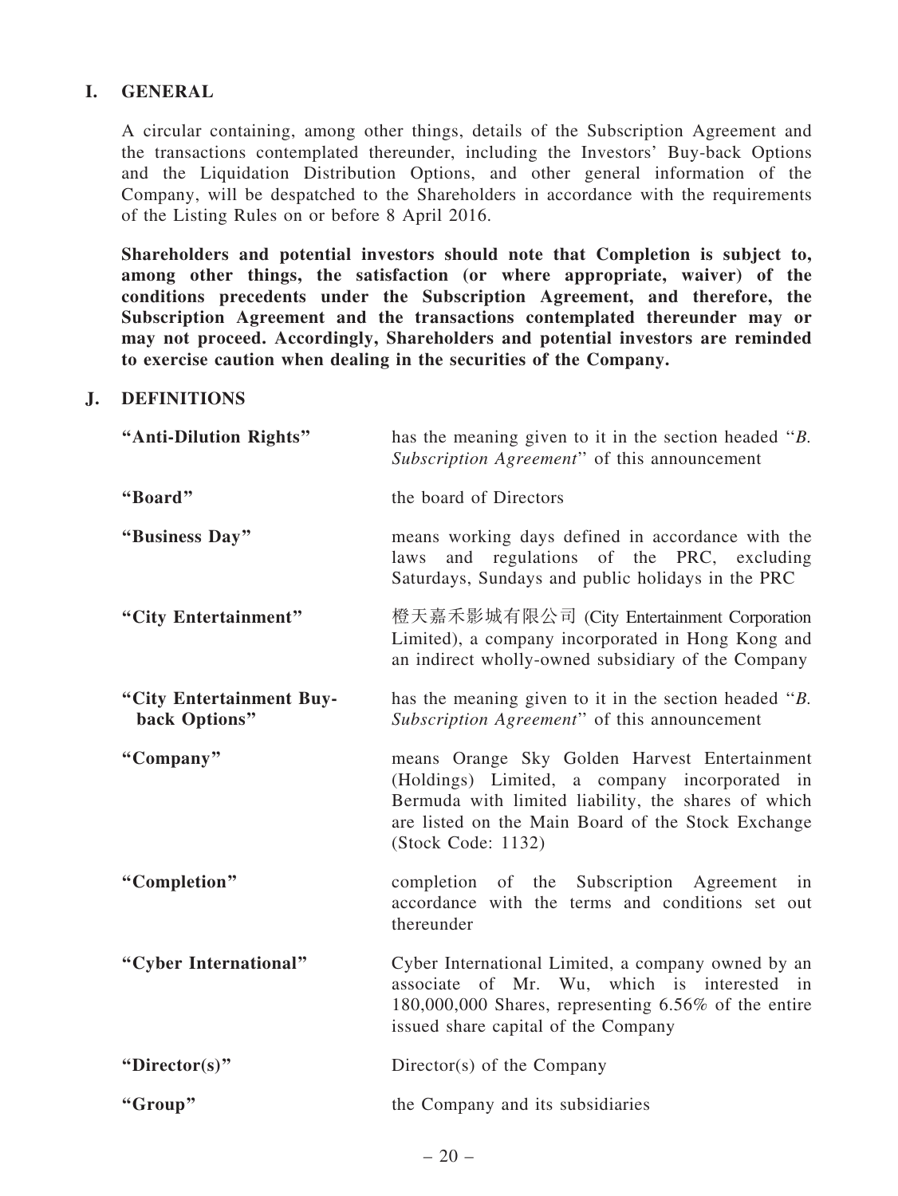## I. GENERAL

A circular containing, among other things, details of the Subscription Agreement and the transactions contemplated thereunder, including the Investors' Buy-back Options and the Liquidation Distribution Options, and other general information of the Company, will be despatched to the Shareholders in accordance with the requirements of the Listing Rules on or before 8 April 2016.

**Shareholders and potential investors should note that Completion is subject to, among other things, the satisfaction (or where appropriate, waiver) of the conditions precedents under the Subscription Agreement, and therefore, the Subscription Agreement and the transactions contemplated thereunder may or may not proceed. Accordingly, Shareholders and potential investors are reminded to exercise caution when dealing in the securities of the Company.**

## J. DEFINITIONS

| | |
|---|---|
| **"Anti-Dilution Rights"** | has the meaning given to it in the section headed "*B. Subscription Agreement*" of this announcement |
| **"Board"** | the board of Directors |
| **"Business Day"** | means working days defined in accordance with the laws and regulations of the PRC, excluding Saturdays, Sundays and public holidays in the PRC |
| **"City Entertainment"** | 橙天嘉禾影城有限公司 (City Entertainment Corporation Limited), a company incorporated in Hong Kong and an indirect wholly-owned subsidiary of the Company |
| **"City Entertainment Buy-back Options"** | has the meaning given to it in the section headed "*B. Subscription Agreement*" of this announcement |
| **"Company"** | means Orange Sky Golden Harvest Entertainment (Holdings) Limited, a company incorporated in Bermuda with limited liability, the shares of which are listed on the Main Board of the Stock Exchange (Stock Code: 1132) |
| **"Completion"** | completion of the Subscription Agreement in accordance with the terms and conditions set out thereunder |
| **"Cyber International"** | Cyber International Limited, a company owned by an associate of Mr. Wu, which is interested in 180,000,000 Shares, representing 6.56% of the entire issued share capital of the Company |
| **"Director(s)"** | Director(s) of the Company |
| **"Group"** | the Company and its subsidiaries |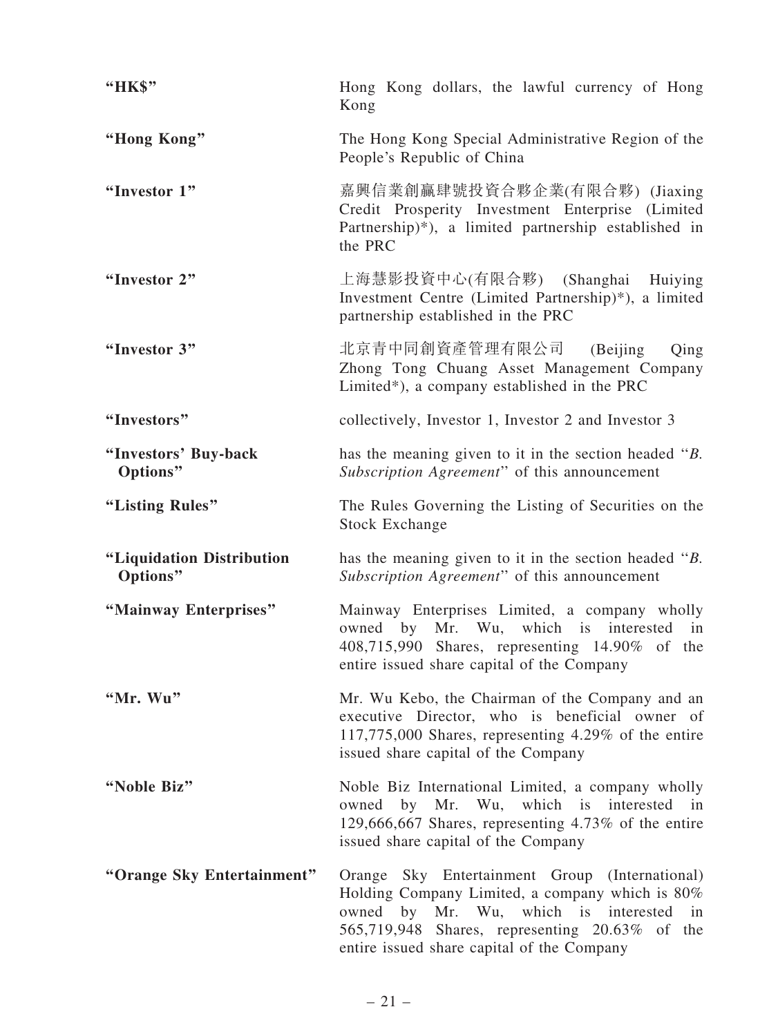| | |
|---|---|
| **"HK$"** | Hong Kong dollars, the lawful currency of Hong Kong |
| **"Hong Kong"** | The Hong Kong Special Administrative Region of the People's Republic of China |
| **"Investor 1"** | 嘉興信業創贏肆號投資合夥企業(有限合夥) (Jiaxing Credit Prosperity Investment Enterprise (Limited Partnership)*), a limited partnership established in the PRC |
| **"Investor 2"** | 上海慧影投資中心(有限合夥) (Shanghai Huiying Investment Centre (Limited Partnership)*), a limited partnership established in the PRC |
| **"Investor 3"** | 北京青中同創資產管理有限公司 (Beijing Qing Zhong Tong Chuang Asset Management Company Limited*), a company established in the PRC |
| **"Investors"** | collectively, Investor 1, Investor 2 and Investor 3 |
| **"Investors' Buy-back Options"** | has the meaning given to it in the section headed "*B. Subscription Agreement*" of this announcement |
| **"Listing Rules"** | The Rules Governing the Listing of Securities on the Stock Exchange |
| **"Liquidation Distribution Options"** | has the meaning given to it in the section headed "*B. Subscription Agreement*" of this announcement |
| **"Mainway Enterprises"** | Mainway Enterprises Limited, a company wholly owned by Mr. Wu, which is interested in 408,715,990 Shares, representing 14.90% of the entire issued share capital of the Company |
| **"Mr. Wu"** | Mr. Wu Kebo, the Chairman of the Company and an executive Director, who is beneficial owner of 117,775,000 Shares, representing 4.29% of the entire issued share capital of the Company |
| **"Noble Biz"** | Noble Biz International Limited, a company wholly owned by Mr. Wu, which is interested in 129,666,667 Shares, representing 4.73% of the entire issued share capital of the Company |
| **"Orange Sky Entertainment"** | Orange Sky Entertainment Group (International) Holding Company Limited, a company which is 80% owned by Mr. Wu, which is interested in 565,719,948 Shares, representing 20.63% of the entire issued share capital of the Company |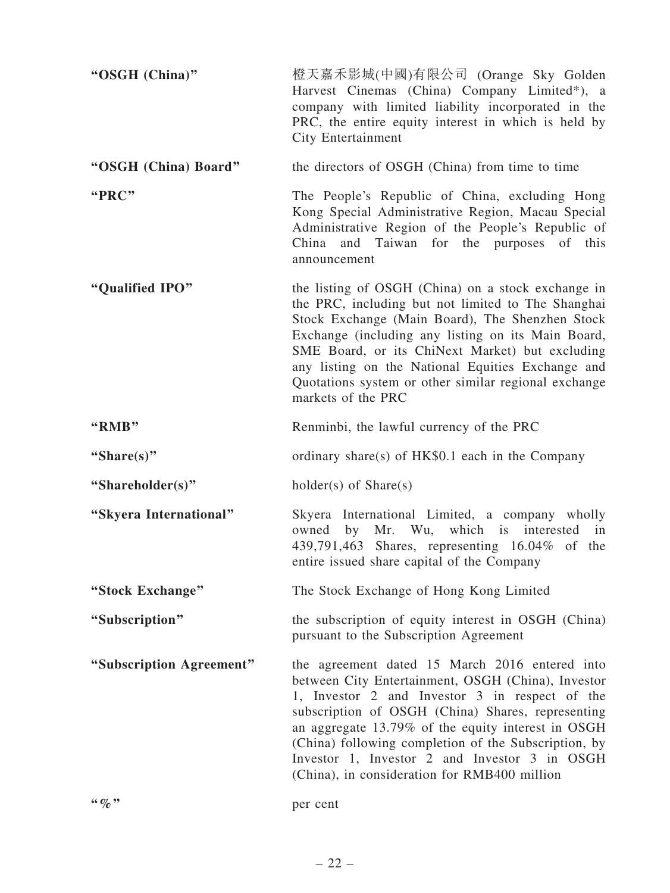| | |
|---|---|
| **"OSGH (China)"** | 橙天嘉禾影城(中國)有限公司 (Orange Sky Golden Harvest Cinemas (China) Company Limited*), a company with limited liability incorporated in the PRC, the entire equity interest in which is held by City Entertainment |
| **"OSGH (China) Board"** | the directors of OSGH (China) from time to time |
| **"PRC"** | The People's Republic of China, excluding Hong Kong Special Administrative Region, Macau Special Administrative Region of the People's Republic of China and Taiwan for the purposes of this announcement |
| **"Qualified IPO"** | the listing of OSGH (China) on a stock exchange in the PRC, including but not limited to The Shanghai Stock Exchange (Main Board), The Shenzhen Stock Exchange (including any listing on its Main Board, SME Board, or its ChiNext Market) but excluding any listing on the National Equities Exchange and Quotations system or other similar regional exchange markets of the PRC |
| **"RMB"** | Renminbi, the lawful currency of the PRC |
| **"Share(s)"** | ordinary share(s) of HK$0.1 each in the Company |
| **"Shareholder(s)"** | holder(s) of Share(s) |
| **"Skyera International"** | Skyera International Limited, a company wholly owned by Mr. Wu, which is interested in 439,791,463 Shares, representing 16.04% of the entire issued share capital of the Company |
| **"Stock Exchange"** | The Stock Exchange of Hong Kong Limited |
| **"Subscription"** | the subscription of equity interest in OSGH (China) pursuant to the Subscription Agreement |
| **"Subscription Agreement"** | the agreement dated 15 March 2016 entered into between City Entertainment, OSGH (China), Investor 1, Investor 2 and Investor 3 in respect of the subscription of OSGH (China) Shares, representing an aggregate 13.79% of the equity interest in OSGH (China) following completion of the Subscription, by Investor 1, Investor 2 and Investor 3 in OSGH (China), in consideration for RMB400 million |
| **"%"** | per cent |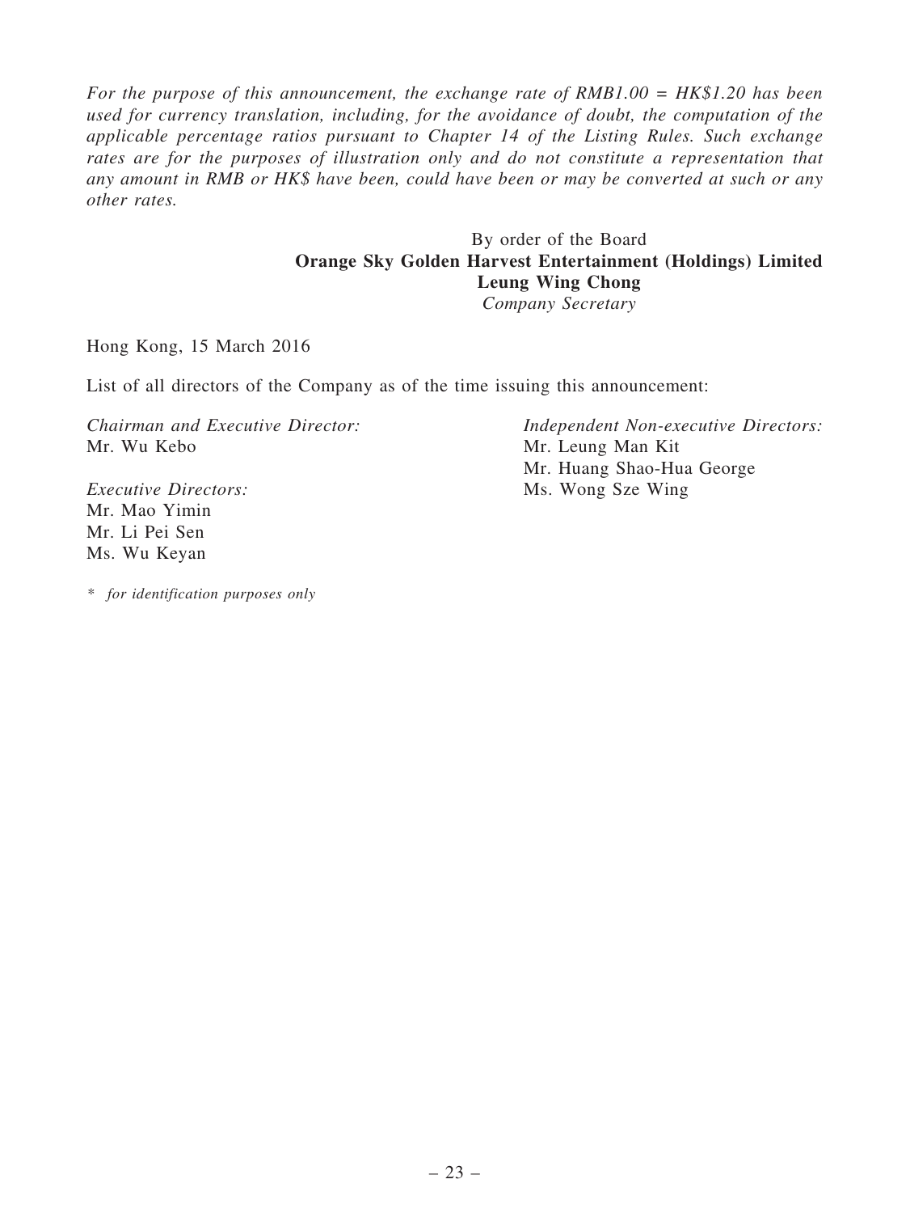*For the purpose of this announcement, the exchange rate of RMB1.00 = HK$1.20 has been used for currency translation, including, for the avoidance of doubt, the computation of the applicable percentage ratios pursuant to Chapter 14 of the Listing Rules. Such exchange rates are for the purposes of illustration only and do not constitute a representation that any amount in RMB or HK$ have been, could have been or may be converted at such or any other rates.*

By order of the Board
**Orange Sky Golden Harvest Entertainment (Holdings) Limited**
**Leung Wing Chong**
*Company Secretary*

Hong Kong, 15 March 2016

List of all directors of the Company as of the time issuing this announcement:

*Chairman and Executive Director:*
Mr. Wu Kebo

*Executive Directors:*
Mr. Mao Yimin
Mr. Li Pei Sen
Ms. Wu Keyan

*Independent Non-executive Directors:*
Mr. Leung Man Kit
Mr. Huang Shao-Hua George
Ms. Wong Sze Wing

\* *for identification purposes only*